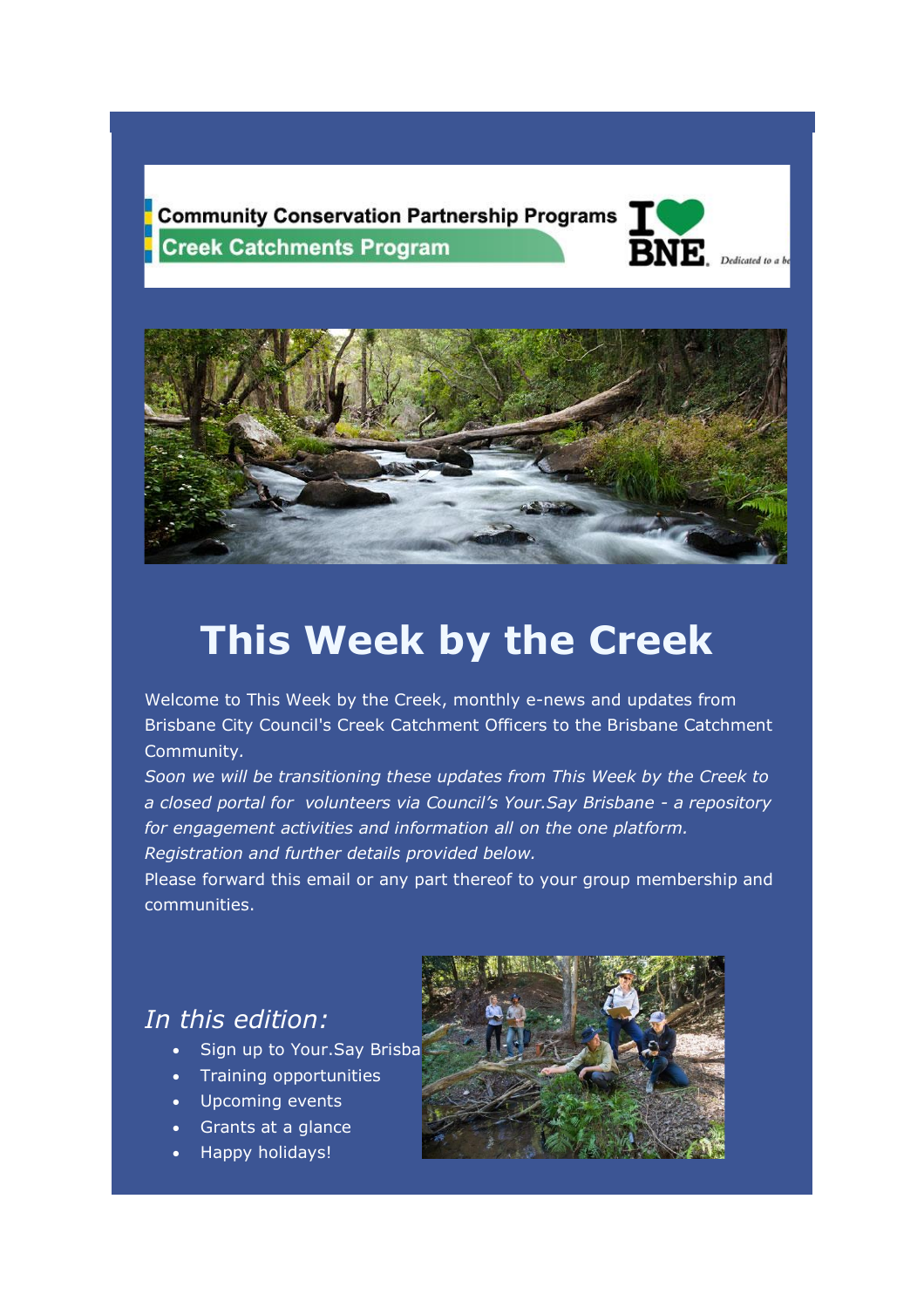Community Conservation Partnership Programs

Creek Catchments Program

I ♥ BNE. Dedicated to a be

# This Week by the Creek

Welcome to This Week by the Creek, monthly e-news and updates from Brisbane City Council's Creek Catchment Officers to the Brisbane Catchment Community.

*Soon we will be transitioning these updates from This Week by the Creek to a closed portal for volunteers via Council's Your.Say Brisbane - a repository for engagement activities and information all on the one platform. Registration and further details provided below.*

Please forward this email or any part thereof to your group membership and communities.

## *In this edition:*

- Sign up to Your.Say Brisba
- Training opportunities
- Upcoming events
- Grants at a glance
- Happy holidays!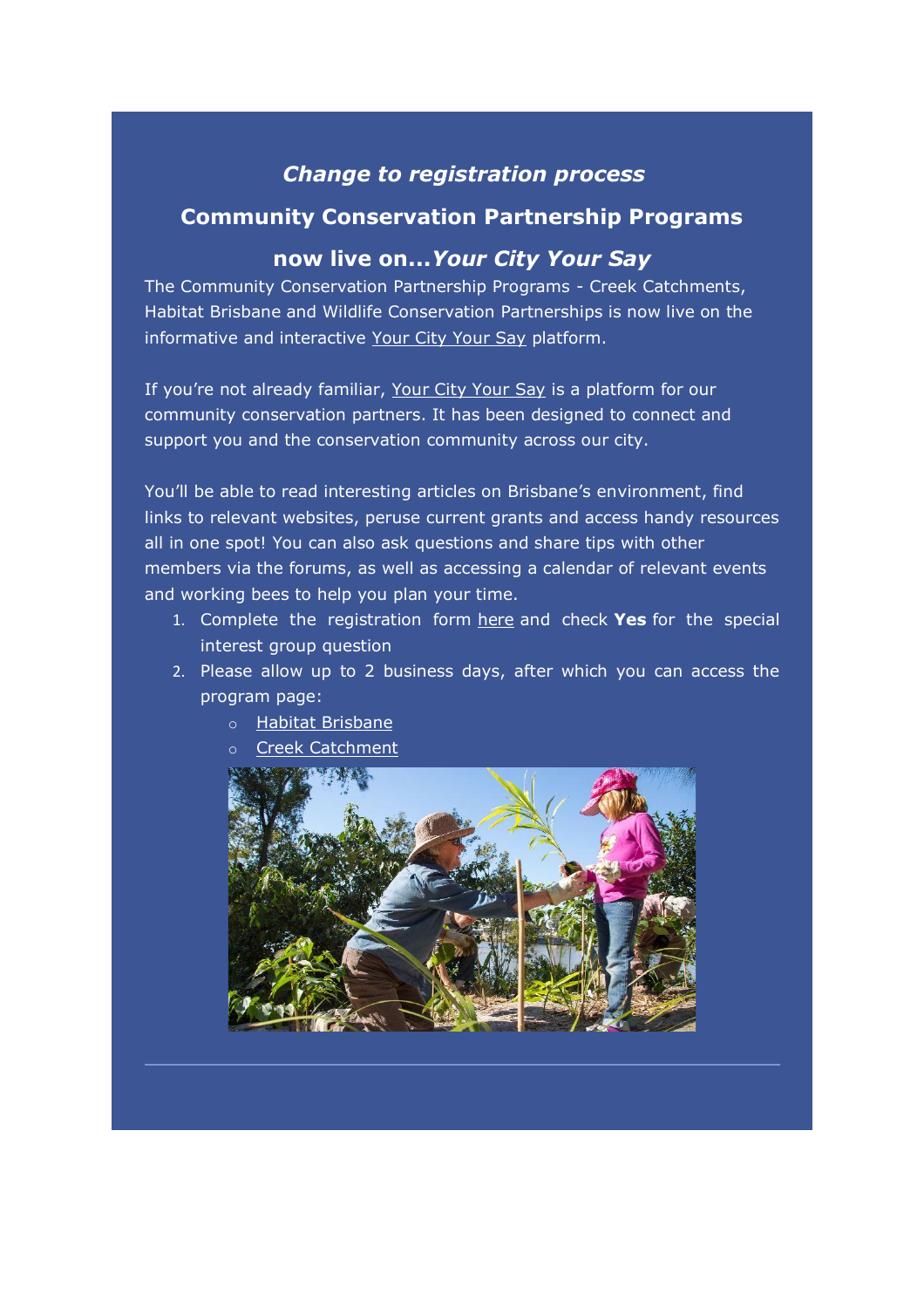### *Change to registration process*

## Community Conservation Partnership Programs

## now live on…*Your City Your Say*

The Community Conservation Partnership Programs - Creek Catchments, Habitat Brisbane and Wildlife Conservation Partnerships is now live on the informative and interactive Your City Your Say platform.

If you're not already familiar, Your City Your Say is a platform for our community conservation partners. It has been designed to connect and support you and the conservation community across our city.

You'll be able to read interesting articles on Brisbane's environment, find links to relevant websites, peruse current grants and access handy resources all in one spot! You can also ask questions and share tips with other members via the forums, as well as accessing a calendar of relevant events and working bees to help you plan your time.

1. Complete the registration form here and check **Yes** for the special interest group question
2. Please allow up to 2 business days, after which you can access the program page:
   - Habitat Brisbane
   - Creek Catchment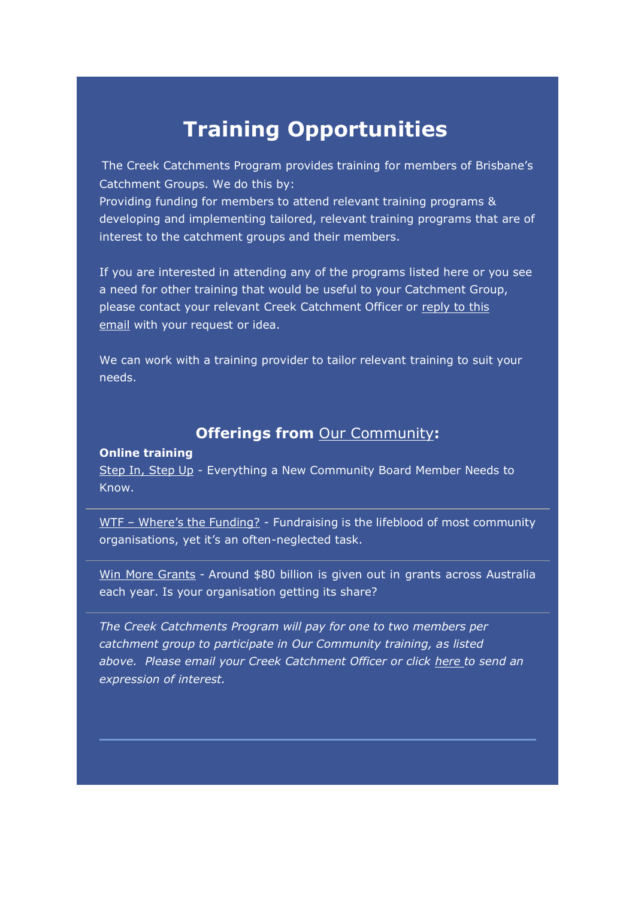# Training Opportunities

The Creek Catchments Program provides training for members of Brisbane's Catchment Groups. We do this by:
Providing funding for members to attend relevant training programs & developing and implementing tailored, relevant training programs that are of interest to the catchment groups and their members.

If you are interested in attending any of the programs listed here or you see a need for other training that would be useful to your Catchment Group, please contact your relevant Creek Catchment Officer or reply to this email with your request or idea.

We can work with a training provider to tailor relevant training to suit your needs.

## Offerings from Our Community:

**Online training**

Step In, Step Up - Everything a New Community Board Member Needs to Know.

---

WTF – Where's the Funding? - Fundraising is the lifeblood of most community organisations, yet it's an often-neglected task.

---

Win More Grants - Around $80 billion is given out in grants across Australia each year. Is your organisation getting its share?

---

*The Creek Catchments Program will pay for one to two members per catchment group to participate in Our Community training, as listed above. Please email your Creek Catchment Officer or click here to send an expression of interest.*

---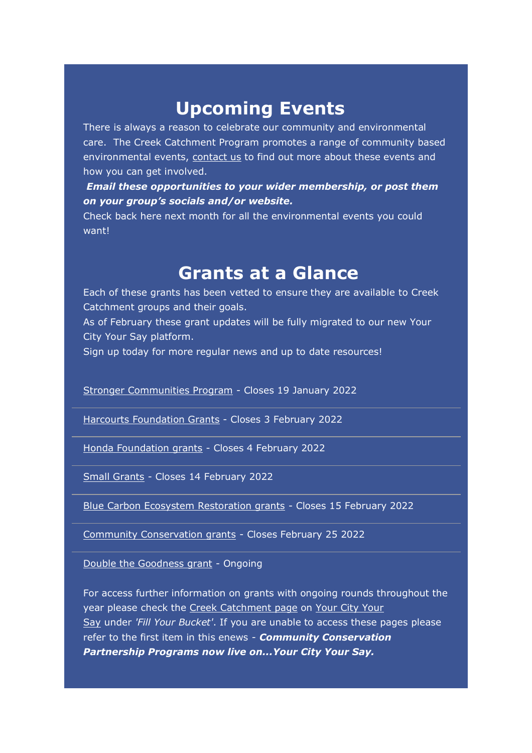# Upcoming Events

There is always a reason to celebrate our community and environmental care. The Creek Catchment Program promotes a range of community based environmental events, contact us to find out more about these events and how you can get involved.

***Email these opportunities to your wider membership, or post them on your group's socials and/or website.***

Check back here next month for all the environmental events you could want!

# Grants at a Glance

Each of these grants has been vetted to ensure they are available to Creek Catchment groups and their goals.

As of February these grant updates will be fully migrated to our new Your City Your Say platform.

Sign up today for more regular news and up to date resources!

Stronger Communities Program - Closes 19 January 2022

---

Harcourts Foundation Grants - Closes 3 February 2022

---

Honda Foundation grants - Closes 4 February 2022

---

Small Grants - Closes 14 February 2022

---

Blue Carbon Ecosystem Restoration grants - Closes 15 February 2022

---

Community Conservation grants - Closes February 25 2022

---

Double the Goodness grant - Ongoing

For access further information on grants with ongoing rounds throughout the year please check the Creek Catchment page on Your City Your Say under *'Fill Your Bucket'*. If you are unable to access these pages please refer to the first item in this enews - ***Community Conservation Partnership Programs now live on...Your City Your Say.***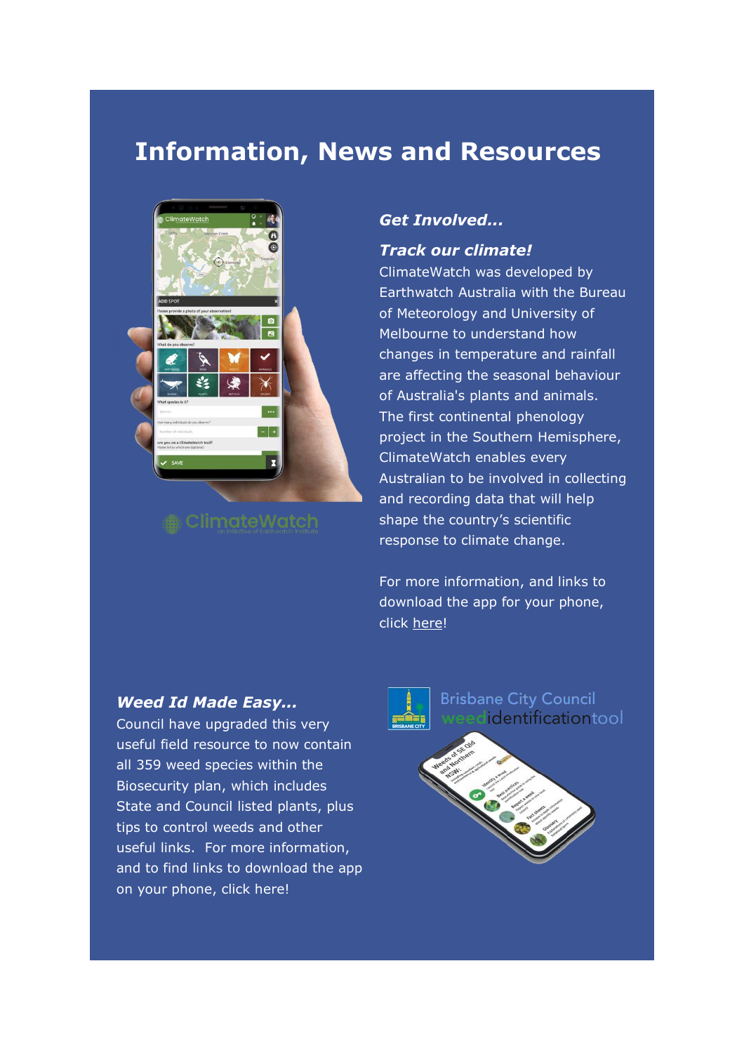# Information, News and Resources

***Get Involved...***

***Track our climate!***

ClimateWatch was developed by Earthwatch Australia with the Bureau of Meteorology and University of Melbourne to understand how changes in temperature and rainfall are affecting the seasonal behaviour of Australia's plants and animals. The first continental phenology project in the Southern Hemisphere, ClimateWatch enables every Australian to be involved in collecting and recording data that will help shape the country's scientific response to climate change.

For more information, and links to download the app for your phone, click here!

***Weed Id Made Easy...***

Council have upgraded this very useful field resource to now contain all 359 weed species within the Biosecurity plan, which includes State and Council listed plants, plus tips to control weeds and other useful links. For more information, and to find links to download the app on your phone, click here!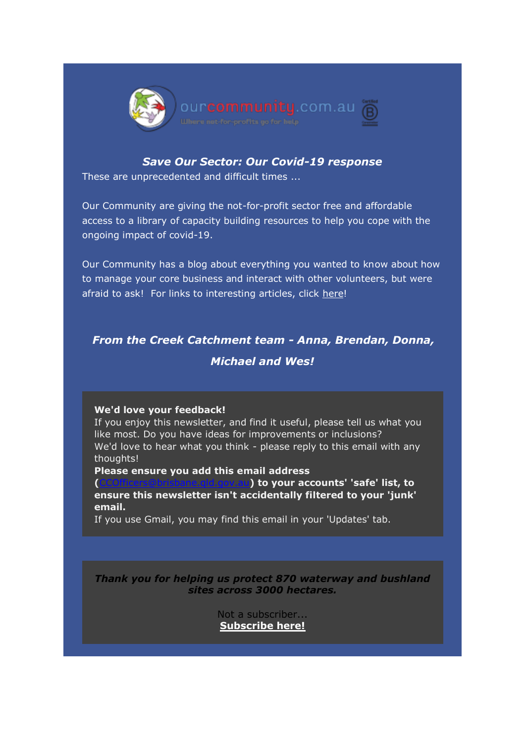ourcommunity.com.au

Where not-for-profits go for help

### *Save Our Sector: Our Covid-19 response*

These are unprecedented and difficult times ...

Our Community are giving the not-for-profit sector free and affordable access to a library of capacity building resources to help you cope with the ongoing impact of covid-19.

Our Community has a blog about everything you wanted to know about how to manage your core business and interact with other volunteers, but were afraid to ask! For links to interesting articles, click here!

### *From the Creek Catchment team - Anna, Brendan, Donna, Michael and Wes!*

**We'd love your feedback!**
If you enjoy this newsletter, and find it useful, please tell us what you like most. Do you have ideas for improvements or inclusions?
We'd love to hear what you think - please reply to this email with any thoughts!
**Please ensure you add this email address (CCOfficers@brisbane.qld.gov.au) to your accounts' 'safe' list, to ensure this newsletter isn't accidentally filtered to your 'junk' email.**
If you use Gmail, you may find this email in your 'Updates' tab.

***Thank you for helping us protect 870 waterway and bushland sites across 3000 hectares.***

Not a subscriber...
**Subscribe here!**